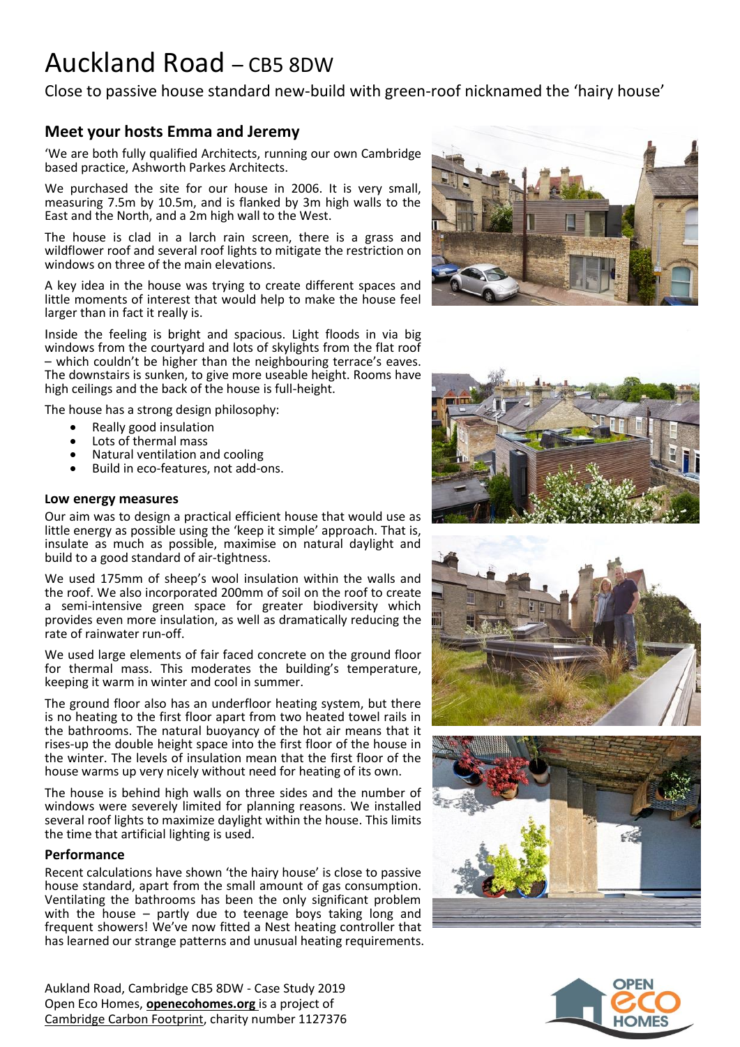# Auckland Road – CB5 8DW

Close to passive house standard new-build with green-roof nicknamed the 'hairy house'

## Meet your hosts Emma and Jeremy

'We are both fully qualified Architects, running our own Cambridge based practice, Ashworth Parkes Architects.

We purchased the site for our house in 2006. It is very small, measuring 7.5m by 10.5m, and is flanked by 3m high walls to the East and the North, and a 2m high wall to the West.

The house is clad in a larch rain screen, there is a grass and wildflower roof and several roof lights to mitigate the restriction on windows on three of the main elevations.

A key idea in the house was trying to create different spaces and little moments of interest that would help to make the house feel larger than in fact it really is.

Inside the feeling is bright and spacious. Light floods in via big windows from the courtyard and lots of skylights from the flat roof – which couldn't be higher than the neighbouring terrace's eaves. The downstairs is sunken, to give more useable height. Rooms have high ceilings and the back of the house is full-height.

The house has a strong design philosophy:

- Really good insulation
- Lots of thermal mass
- Natural ventilation and cooling
- Build in eco-features, not add-ons.

### Low energy measures

Our aim was to design a practical efficient house that would use as little energy as possible using the 'keep it simple' approach. That is, insulate as much as possible, maximise on natural daylight and build to a good standard of air-tightness.

We used 175mm of sheep's wool insulation within the walls and the roof. We also incorporated 200mm of soil on the roof to create a semi-intensive green space for greater biodiversity which provides even more insulation, as well as dramatically reducing the rate of rainwater run-off.

We used large elements of fair faced concrete on the ground floor for thermal mass. This moderates the building's temperature, keeping it warm in winter and cool in summer.

The ground floor also has an underfloor heating system, but there is no heating to the first floor apart from two heated towel rails in the bathrooms. The natural buoyancy of the hot air means that it rises-up the double height space into the first floor of the house in the winter. The levels of insulation mean that the first floor of the house warms up very nicely without need for heating of its own.

The house is behind high walls on three sides and the number of windows were severely limited for planning reasons. We installed several roof lights to maximize daylight within the house. This limits the time that artificial lighting is used.

### Performance

Recent calculations have shown 'the hairy house' is close to passive house standard, apart from the small amount of gas consumption. Ventilating the bathrooms has been the only significant problem with the house – partly due to teenage boys taking long and frequent showers! We've now fitted a Nest heating controller that has learned our strange patterns and unusual heating requirements.

Aukland Road, Cambridge CB5 8DW - Case Study 2019
Open Eco Homes, **openecohomes.org** is a project of Cambridge Carbon Footprint, charity number 1127376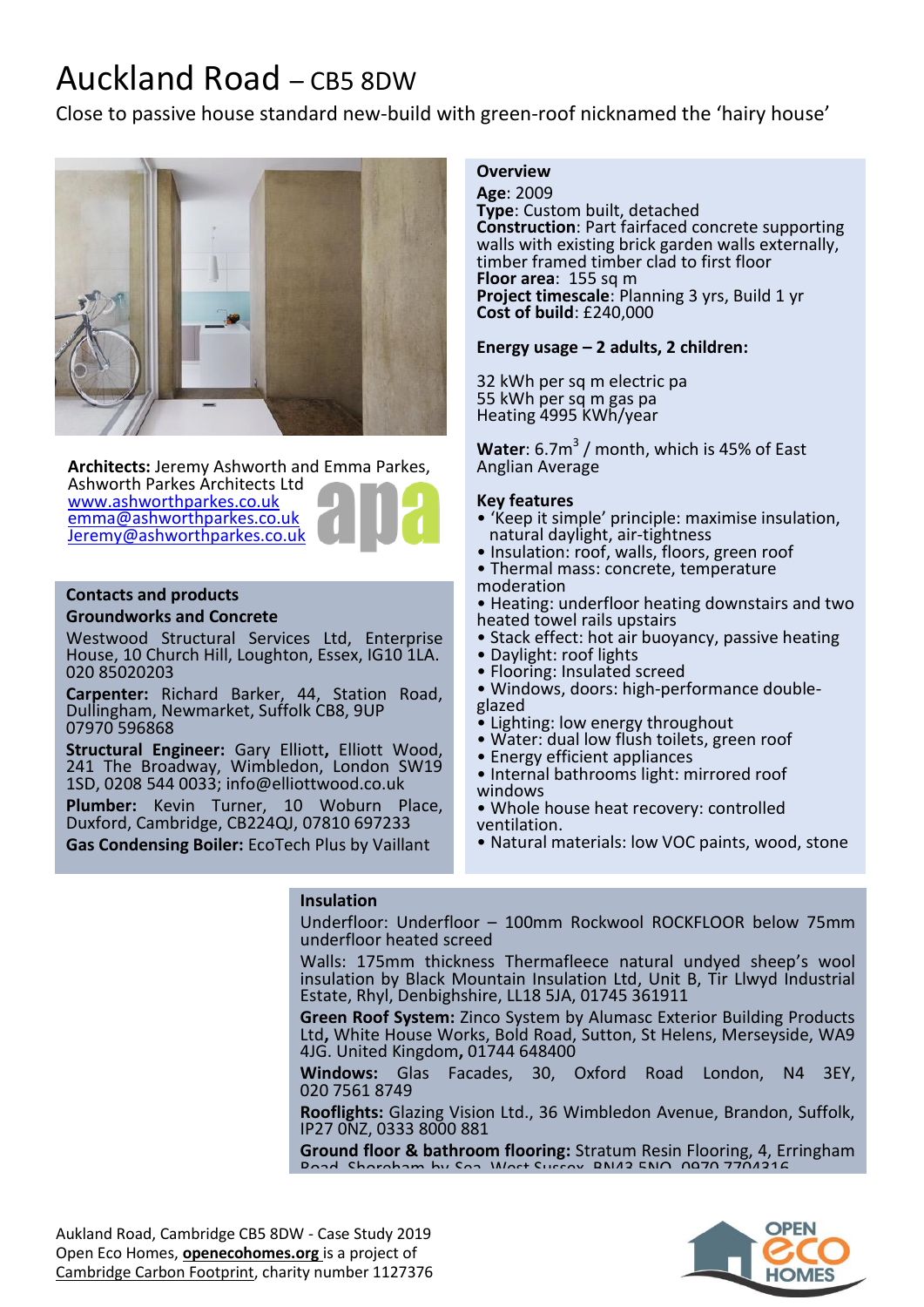# Auckland Road – CB5 8DW

Close to passive house standard new-build with green-roof nicknamed the 'hairy house'

**Architects:** Jeremy Ashworth and Emma Parkes, Ashworth Parkes Architects Ltd
www.ashworthparkes.co.uk
emma@ashworthparkes.co.uk
Jeremy@ashworthparkes.co.uk

## Contacts and products

**Groundworks and Concrete**

Westwood Structural Services Ltd, Enterprise House, 10 Church Hill, Loughton, Essex, IG10 1LA. 020 85020203

**Carpenter:** Richard Barker, 44, Station Road, Dullingham, Newmarket, Suffolk CB8, 9UP 07970 596868

**Structural Engineer:** Gary Elliott**,** Elliott Wood, 241 The Broadway, Wimbledon, London SW19 1SD, 0208 544 0033; info@elliottwood.co.uk

**Plumber:** Kevin Turner, 10 Woburn Place, Duxford, Cambridge, CB224QJ, 07810 697233

**Gas Condensing Boiler:** EcoTech Plus by Vaillant

## Overview

**Age**: 2009
**Type**: Custom built, detached
**Construction**: Part fairfaced concrete supporting walls with existing brick garden walls externally, timber framed timber clad to first floor
**Floor area**: 155 sq m
**Project timescale**: Planning 3 yrs, Build 1 yr
**Cost of build**: £240,000

**Energy usage – 2 adults, 2 children:**

32 kWh per sq m electric pa
55 kWh per sq m gas pa
Heating 4995 KWh/year

**Water**: 6.7m$^3$ / month, which is 45% of East Anglian Average

**Key features**

- 'Keep it simple' principle: maximise insulation, natural daylight, air-tightness
- Insulation: roof, walls, floors, green roof
- Thermal mass: concrete, temperature moderation
- Heating: underfloor heating downstairs and two heated towel rails upstairs
- Stack effect: hot air buoyancy, passive heating
- Daylight: roof lights
- Flooring: Insulated screed
- Windows, doors: high-performance double-glazed
- Lighting: low energy throughout
- Water: dual low flush toilets, green roof
- Energy efficient appliances
- Internal bathrooms light: mirrored roof windows
- Whole house heat recovery: controlled ventilation.
- Natural materials: low VOC paints, wood, stone

## Insulation

Underfloor: Underfloor – 100mm Rockwool ROCKFLOOR below 75mm underfloor heated screed

Walls: 175mm thickness Thermafleece natural undyed sheep's wool insulation by Black Mountain Insulation Ltd, Unit B, Tir Llwyd Industrial Estate, Rhyl, Denbighshire, LL18 5JA, 01745 361911

**Green Roof System:** Zinco System by Alumasc Exterior Building Products Ltd**,** White House Works, Bold Road, Sutton, St Helens, Merseyside, WA9 4JG. United Kingdom**,** 01744 648400

**Windows:** Glas Facades, 30, Oxford Road London, N4 3EY, 020 7561 8749

**Rooflights:** Glazing Vision Ltd., 36 Wimbledon Avenue, Brandon, Suffolk, IP27 0NZ, 0333 8000 881

**Ground floor & bathroom flooring:** Stratum Resin Flooring, 4, Erringham Road, Shoreham by Sea, West Sussex, BN43 5NQ, 0970 7704316

Aukland Road, Cambridge CB5 8DW - Case Study 2019
Open Eco Homes, **openecohomes.org** is a project of Cambridge Carbon Footprint, charity number 1127376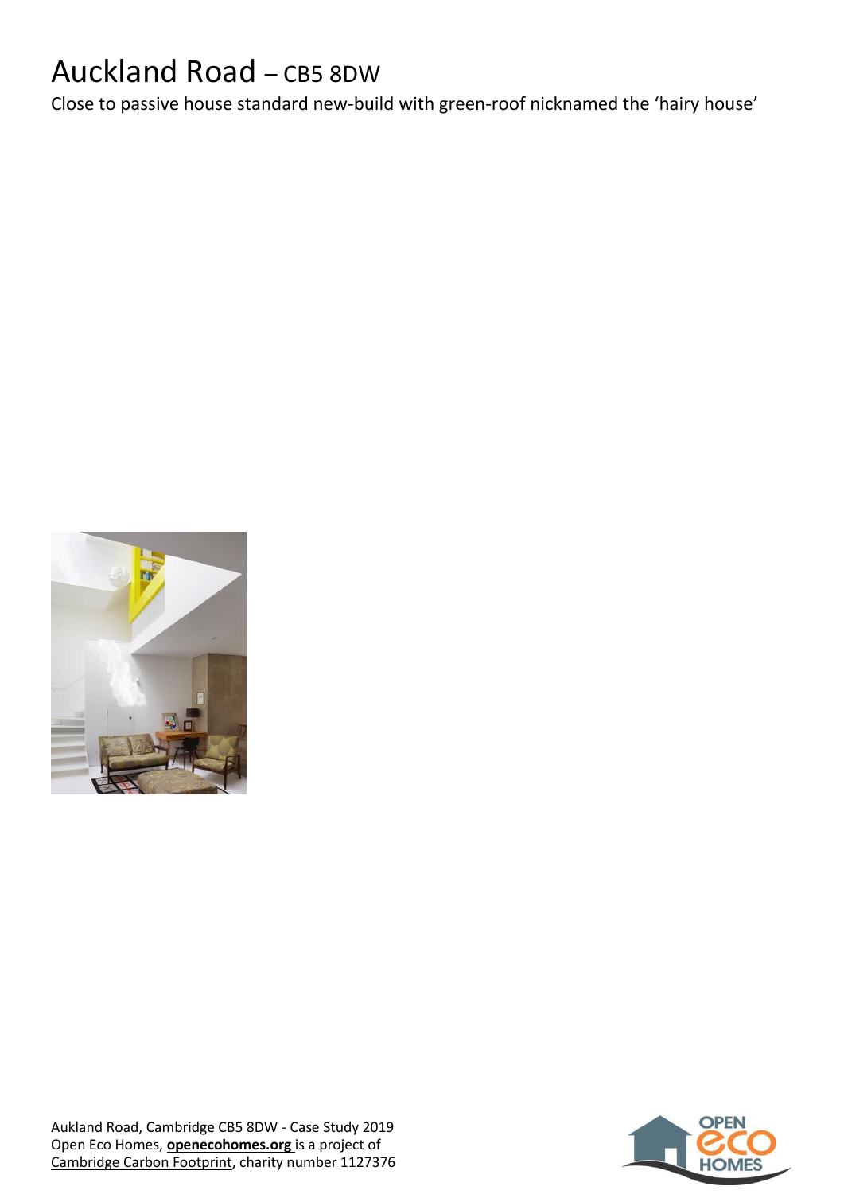# Auckland Road – CB5 8DW

Close to passive house standard new-build with green-roof nicknamed the 'hairy house'

Aukland Road, Cambridge CB5 8DW - Case Study 2019
Open Eco Homes, **openecohomes.org** is a project of
Cambridge Carbon Footprint, charity number 1127376